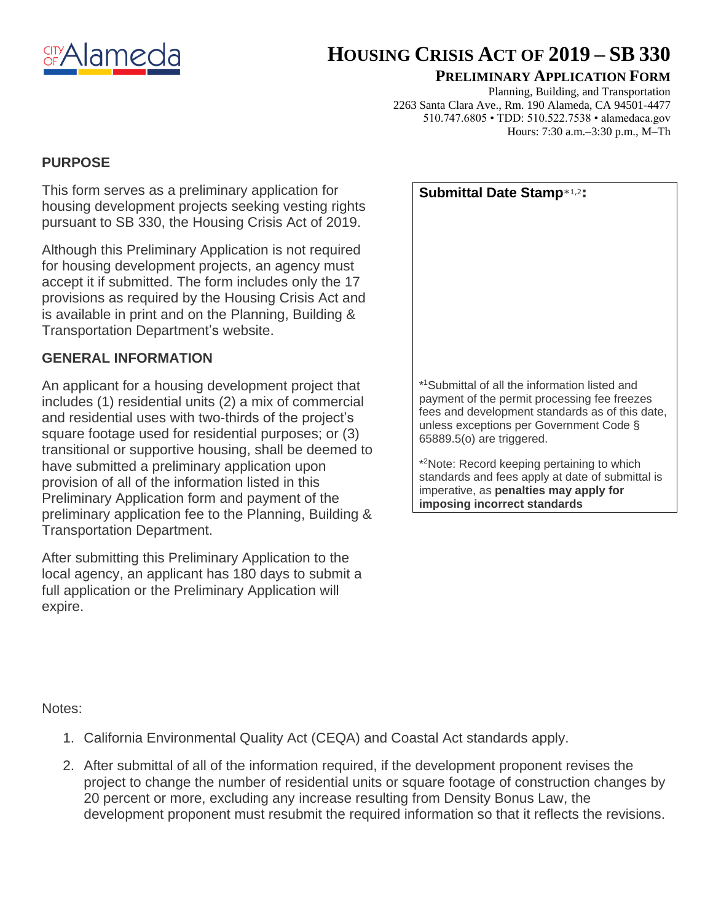CITY OF Alameda

# HOUSING CRISIS ACT OF 2019 – SB 330

## PRELIMINARY APPLICATION FORM

Planning, Building, and Transportation
2263 Santa Clara Ave., Rm. 190 Alameda, CA 94501-4477
510.747.6805 • TDD: 510.522.7538 • alamedaca.gov
Hours: 7:30 a.m.–3:30 p.m., M–Th

### PURPOSE

This form serves as a preliminary application for housing development projects seeking vesting rights pursuant to SB 330, the Housing Crisis Act of 2019.

Although this Preliminary Application is not required for housing development projects, an agency must accept it if submitted. The form includes only the 17 provisions as required by the Housing Crisis Act and is available in print and on the Planning, Building & Transportation Department's website.

### GENERAL INFORMATION

An applicant for a housing development project that includes (1) residential units (2) a mix of commercial and residential uses with two-thirds of the project's square footage used for residential purposes; or (3) transitional or supportive housing, shall be deemed to have submitted a preliminary application upon provision of all of the information listed in this Preliminary Application form and payment of the preliminary application fee to the Planning, Building & Transportation Department.

After submitting this Preliminary Application to the local agency, an applicant has 180 days to submit a full application or the Preliminary Application will expire.

**Submittal Date Stamp**\*[1,2]**:**

\*[1]Submittal of all the information listed and payment of the permit processing fee freezes fees and development standards as of this date, unless exceptions per Government Code § 65889.5(o) are triggered.

\*[2]Note: Record keeping pertaining to which standards and fees apply at date of submittal is imperative, as **penalties may apply for imposing incorrect standards**

Notes:

1. California Environmental Quality Act (CEQA) and Coastal Act standards apply.
2. After submittal of all of the information required, if the development proponent revises the project to change the number of residential units or square footage of construction changes by 20 percent or more, excluding any increase resulting from Density Bonus Law, the development proponent must resubmit the required information so that it reflects the revisions.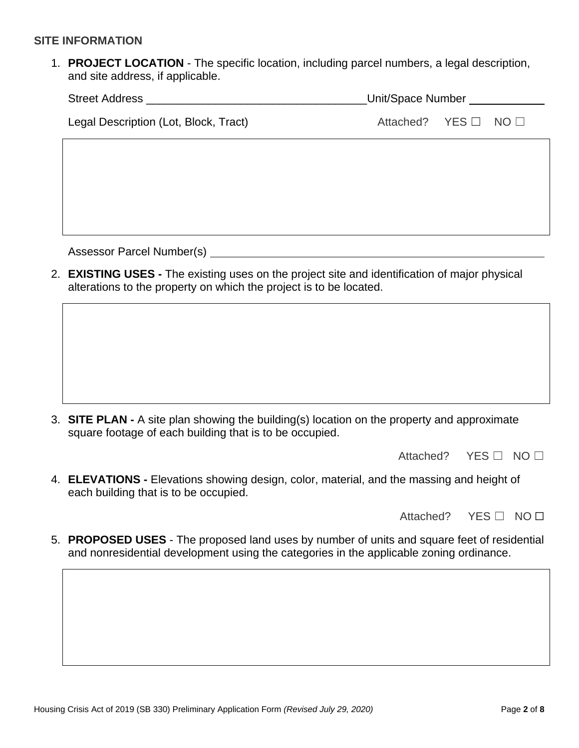**SITE INFORMATION**

1. **PROJECT LOCATION** - The specific location, including parcel numbers, a legal description, and site address, if applicable.

   Street Address ___________________________________ Unit/Space Number ____________

   Legal Description (Lot, Block, Tract) Attached? YES ☐ NO ☐

   Assessor Parcel Number(s) ___________________________________________________

2. **EXISTING USES -** The existing uses on the project site and identification of major physical alterations to the property on which the project is to be located.

3. **SITE PLAN -** A site plan showing the building(s) location on the property and approximate square footage of each building that is to be occupied.

   Attached? YES ☐ NO ☐

4. **ELEVATIONS -** Elevations showing design, color, material, and the massing and height of each building that is to be occupied.

   Attached? YES ☐ NO ☐

5. **PROPOSED USES** - The proposed land uses by number of units and square feet of residential and nonresidential development using the categories in the applicable zoning ordinance.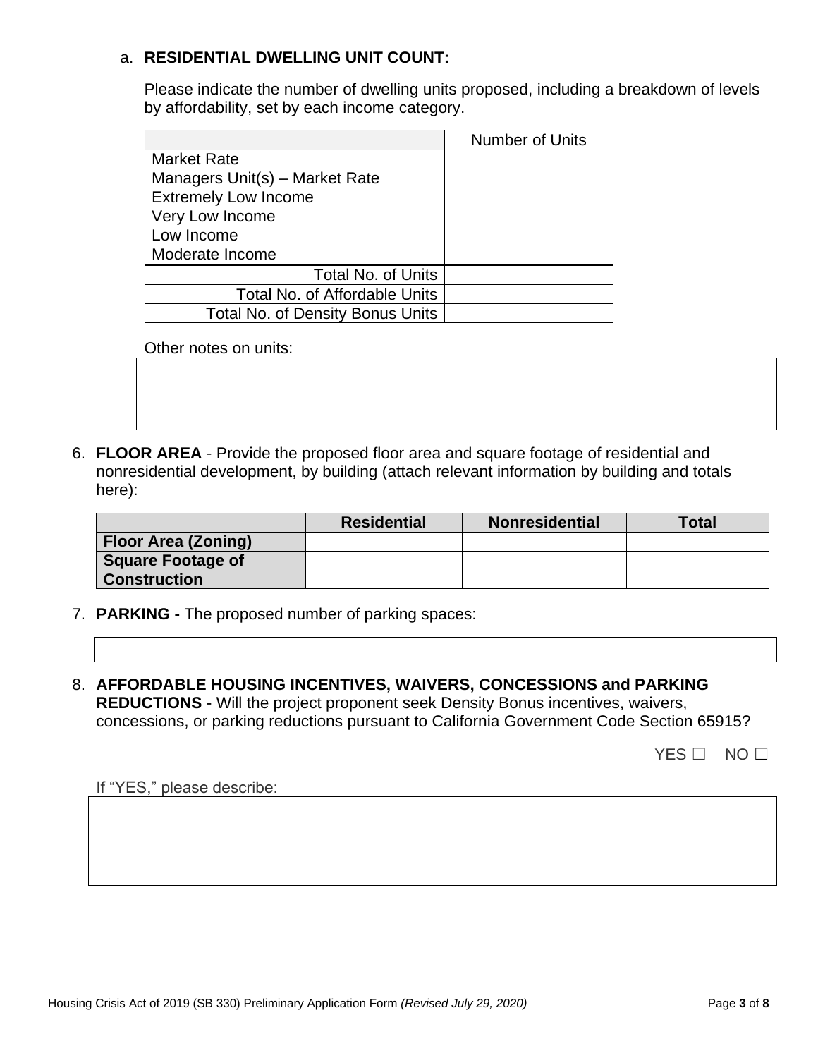a. **RESIDENTIAL DWELLING UNIT COUNT:**

Please indicate the number of dwelling units proposed, including a breakdown of levels by affordability, set by each income category.

| | Number of Units |
|---|---|
| Market Rate | |
| Managers Unit(s) – Market Rate | |
| Extremely Low Income | |
| Very Low Income | |
| Low Income | |
| Moderate Income | |
| Total No. of Units | |
| Total No. of Affordable Units | |
| Total No. of Density Bonus Units | |

Other notes on units:

6. **FLOOR AREA** - Provide the proposed floor area and square footage of residential and nonresidential development, by building (attach relevant information by building and totals here):

| | **Residential** | **Nonresidential** | **Total** |
|---|---|---|---|
| **Floor Area (Zoning)** | | | |
| **Square Footage of Construction** | | | |

7. **PARKING -** The proposed number of parking spaces:

8. **AFFORDABLE HOUSING INCENTIVES, WAIVERS, CONCESSIONS and PARKING REDUCTIONS** - Will the project proponent seek Density Bonus incentives, waivers, concessions, or parking reductions pursuant to California Government Code Section 65915?

YES ☐ NO ☐

If "YES," please describe: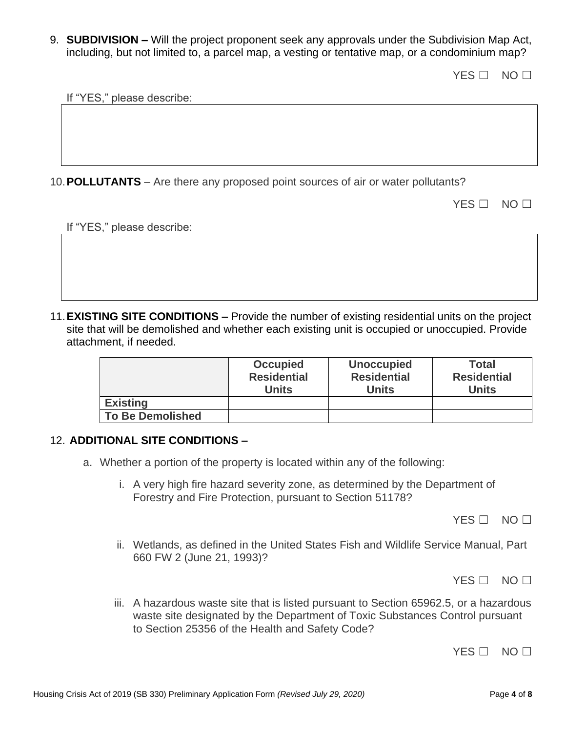9. **SUBDIVISION –** Will the project proponent seek any approvals under the Subdivision Map Act, including, but not limited to, a parcel map, a vesting or tentative map, or a condominium map?

   YES ☐ NO ☐

   If "YES," please describe:

10. **POLLUTANTS** – Are there any proposed point sources of air or water pollutants?

    YES ☐ NO ☐

    If "YES," please describe:

11. **EXISTING SITE CONDITIONS –** Provide the number of existing residential units on the project site that will be demolished and whether each existing unit is occupied or unoccupied. Provide attachment, if needed.

| | Occupied Residential Units | Unoccupied Residential Units | Total Residential Units |
|---|---|---|---|
| **Existing** | | | |
| **To Be Demolished** | | | |

12. **ADDITIONAL SITE CONDITIONS –**

    a. Whether a portion of the property is located within any of the following:

       i. A very high fire hazard severity zone, as determined by the Department of Forestry and Fire Protection, pursuant to Section 51178?

          YES ☐ NO ☐

       ii. Wetlands, as defined in the United States Fish and Wildlife Service Manual, Part 660 FW 2 (June 21, 1993)?

          YES ☐ NO ☐

       iii. A hazardous waste site that is listed pursuant to Section 65962.5, or a hazardous waste site designated by the Department of Toxic Substances Control pursuant to Section 25356 of the Health and Safety Code?

          YES ☐ NO ☐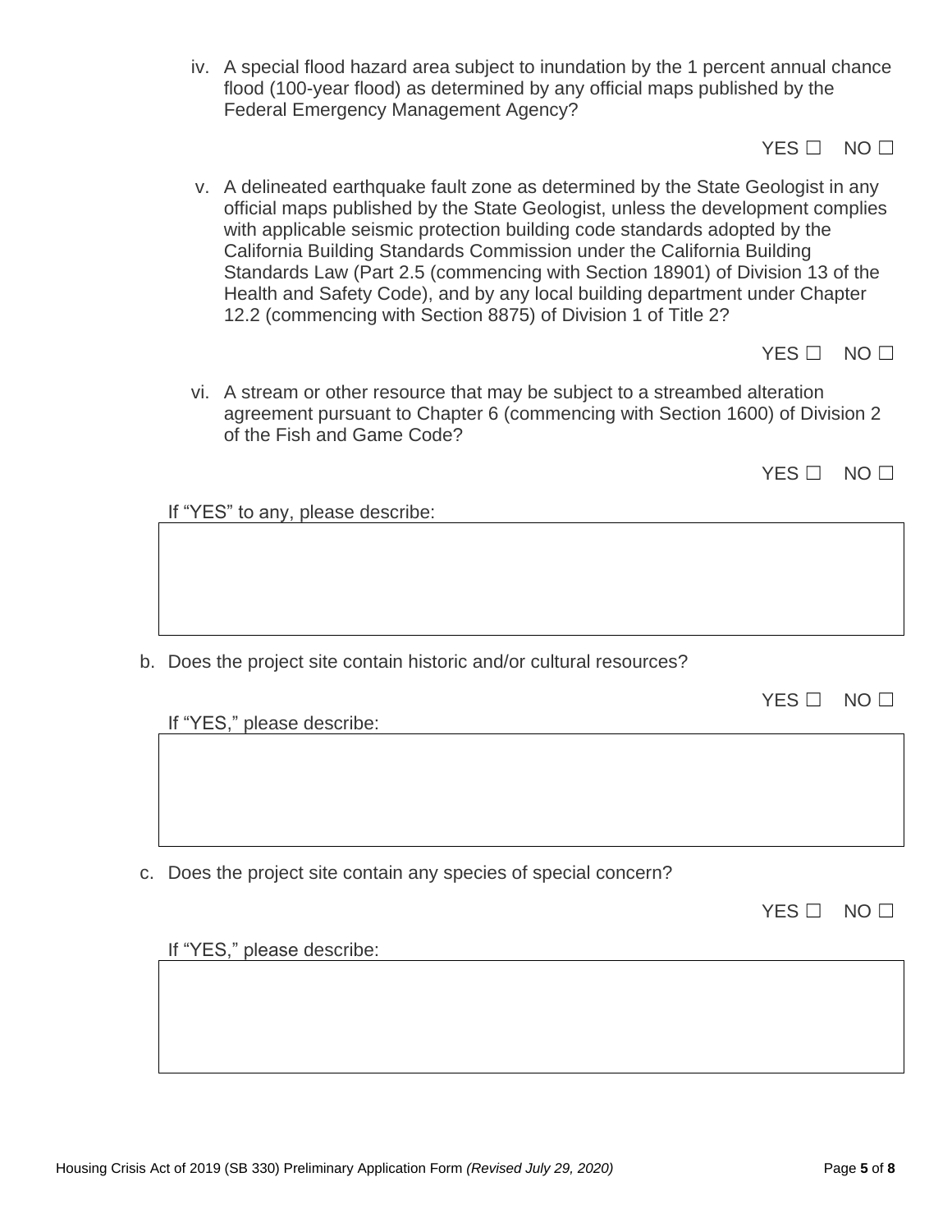iv. A special flood hazard area subject to inundation by the 1 percent annual chance flood (100-year flood) as determined by any official maps published by the Federal Emergency Management Agency?

YES ☐ NO ☐

v. A delineated earthquake fault zone as determined by the State Geologist in any official maps published by the State Geologist, unless the development complies with applicable seismic protection building code standards adopted by the California Building Standards Commission under the California Building Standards Law (Part 2.5 (commencing with Section 18901) of Division 13 of the Health and Safety Code), and by any local building department under Chapter 12.2 (commencing with Section 8875) of Division 1 of Title 2?

YES ☐ NO ☐

vi. A stream or other resource that may be subject to a streambed alteration agreement pursuant to Chapter 6 (commencing with Section 1600) of Division 2 of the Fish and Game Code?

YES ☐ NO ☐

If "YES" to any, please describe:

b. Does the project site contain historic and/or cultural resources?

YES ☐ NO ☐

If "YES," please describe:

c. Does the project site contain any species of special concern?

YES ☐ NO ☐

If "YES," please describe: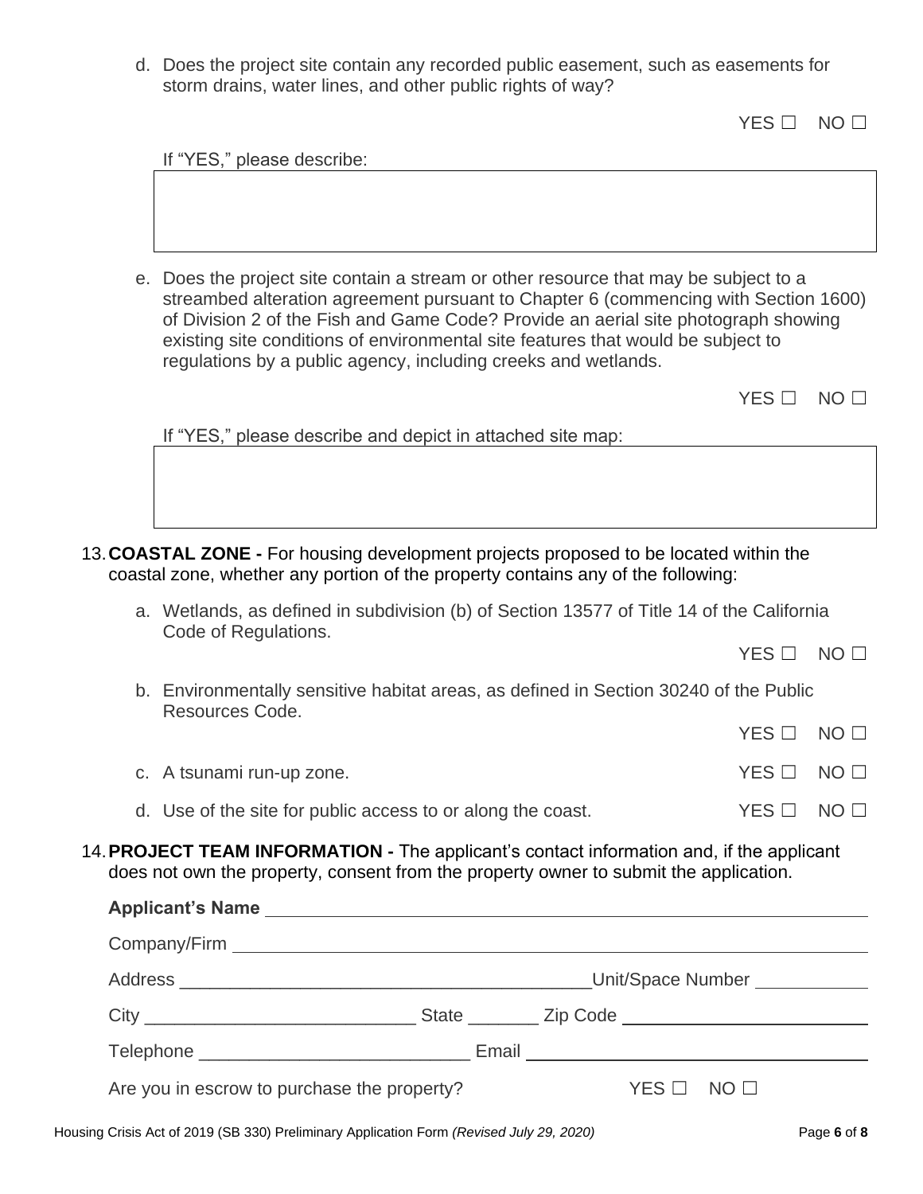d. Does the project site contain any recorded public easement, such as easements for storm drains, water lines, and other public rights of way?

YES ☐ NO ☐

If "YES," please describe:

e. Does the project site contain a stream or other resource that may be subject to a streambed alteration agreement pursuant to Chapter 6 (commencing with Section 1600) of Division 2 of the Fish and Game Code? Provide an aerial site photograph showing existing site conditions of environmental site features that would be subject to regulations by a public agency, including creeks and wetlands.

YES ☐ NO ☐

If "YES," please describe and depict in attached site map:

13. **COASTAL ZONE -** For housing development projects proposed to be located within the coastal zone, whether any portion of the property contains any of the following:

a. Wetlands, as defined in subdivision (b) of Section 13577 of Title 14 of the California Code of Regulations.

YES ☐ NO ☐

b. Environmentally sensitive habitat areas, as defined in Section 30240 of the Public Resources Code.

YES ☐ NO ☐

c. A tsunami run-up zone. YES ☐ NO ☐

d. Use of the site for public access to or along the coast. YES ☐ NO ☐

14. **PROJECT TEAM INFORMATION -** The applicant's contact information and, if the applicant does not own the property, consent from the property owner to submit the application.

**Applicant's Name** ______________________________

Company/Firm ______________________________

Address ______________________________ Unit/Space Number ____________

City ____________________ State _______ Zip Code ____________________

Telephone ____________________ Email ______________________________

Are you in escrow to purchase the property? YES ☐ NO ☐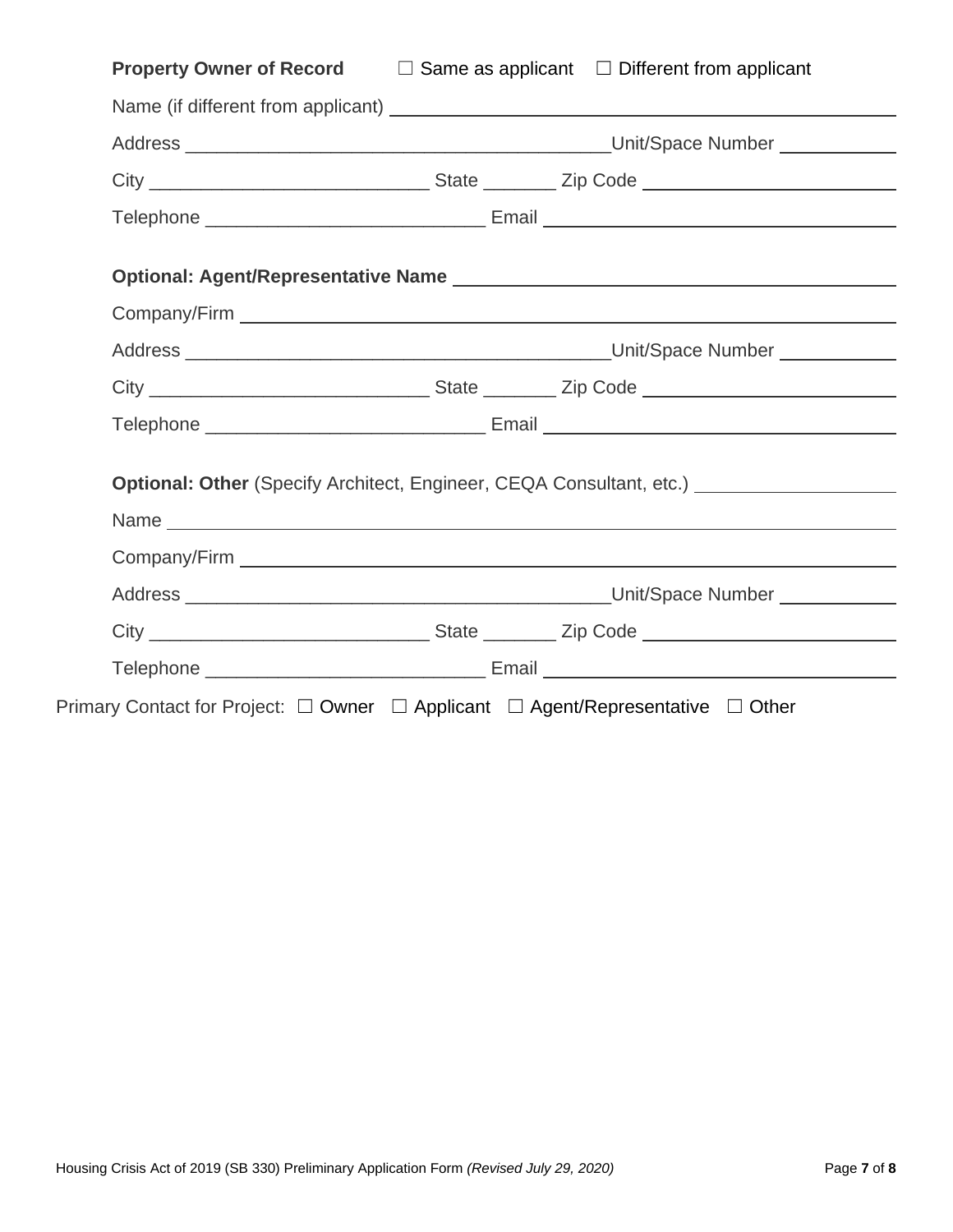**Property Owner of Record** ☐ Same as applicant ☐ Different from applicant

Name (if different from applicant) ____________________

Address ____________________ Unit/Space Number ____________

City ____________________ State ________ Zip Code ____________________

Telephone ____________________ Email ____________________

**Optional: Agent/Representative Name** ____________________

Company/Firm ____________________

Address ____________________ Unit/Space Number ____________

City ____________________ State ________ Zip Code ____________________

Telephone ____________________ Email ____________________

**Optional: Other** (Specify Architect, Engineer, CEQA Consultant, etc.) ____________________

Name ____________________

Company/Firm ____________________

Address ____________________ Unit/Space Number ____________

City ____________________ State ________ Zip Code ____________________

Telephone ____________________ Email ____________________

Primary Contact for Project: ☐ Owner ☐ Applicant ☐ Agent/Representative ☐ Other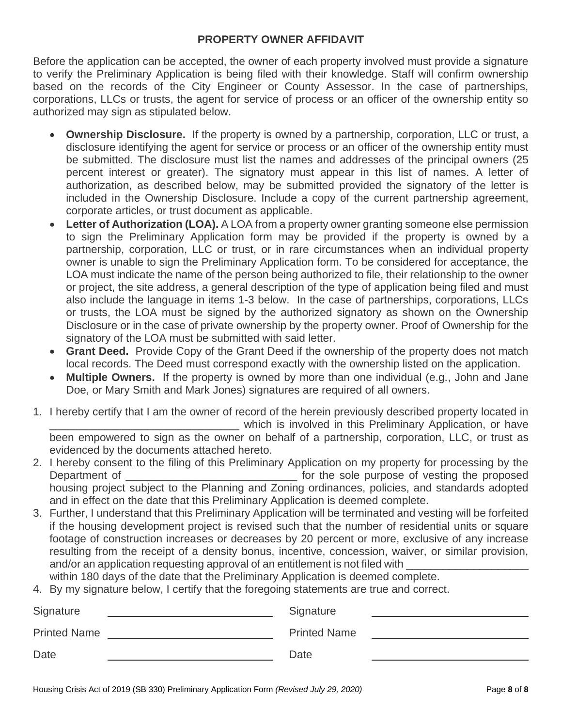## PROPERTY OWNER AFFIDAVIT

Before the application can be accepted, the owner of each property involved must provide a signature to verify the Preliminary Application is being filed with their knowledge. Staff will confirm ownership based on the records of the City Engineer or County Assessor. In the case of partnerships, corporations, LLCs or trusts, the agent for service of process or an officer of the ownership entity so authorized may sign as stipulated below.

- **Ownership Disclosure.** If the property is owned by a partnership, corporation, LLC or trust, a disclosure identifying the agent for service or process or an officer of the ownership entity must be submitted. The disclosure must list the names and addresses of the principal owners (25 percent interest or greater). The signatory must appear in this list of names. A letter of authorization, as described below, may be submitted provided the signatory of the letter is included in the Ownership Disclosure. Include a copy of the current partnership agreement, corporate articles, or trust document as applicable.
- **Letter of Authorization (LOA).** A LOA from a property owner granting someone else permission to sign the Preliminary Application form may be provided if the property is owned by a partnership, corporation, LLC or trust, or in rare circumstances when an individual property owner is unable to sign the Preliminary Application form. To be considered for acceptance, the LOA must indicate the name of the person being authorized to file, their relationship to the owner or project, the site address, a general description of the type of application being filed and must also include the language in items 1-3 below. In the case of partnerships, corporations, LLCs or trusts, the LOA must be signed by the authorized signatory as shown on the Ownership Disclosure or in the case of private ownership by the property owner. Proof of Ownership for the signatory of the LOA must be submitted with said letter.
- **Grant Deed.** Provide Copy of the Grant Deed if the ownership of the property does not match local records. The Deed must correspond exactly with the ownership listed on the application.
- **Multiple Owners.** If the property is owned by more than one individual (e.g., John and Jane Doe, or Mary Smith and Mark Jones) signatures are required of all owners.

1. I hereby certify that I am the owner of record of the herein previously described property located in _______________________________ which is involved in this Preliminary Application, or have been empowered to sign as the owner on behalf of a partnership, corporation, LLC, or trust as evidenced by the documents attached hereto.
2. I hereby consent to the filing of this Preliminary Application on my property for processing by the Department of ____________________________ for the sole purpose of vesting the proposed housing project subject to the Planning and Zoning ordinances, policies, and standards adopted and in effect on the date that this Preliminary Application is deemed complete.
3. Further, I understand that this Preliminary Application will be terminated and vesting will be forfeited if the housing development project is revised such that the number of residential units or square footage of construction increases or decreases by 20 percent or more, exclusive of any increase resulting from the receipt of a density bonus, incentive, concession, waiver, or similar provision, and/or an application requesting approval of an entitlement is not filed with ____________________ within 180 days of the date that the Preliminary Application is deemed complete.
4. By my signature below, I certify that the foregoing statements are true and correct.

Signature ____________________________ Signature ____________________________

Printed Name ____________________________ Printed Name ____________________________

Date ____________________________ Date ____________________________